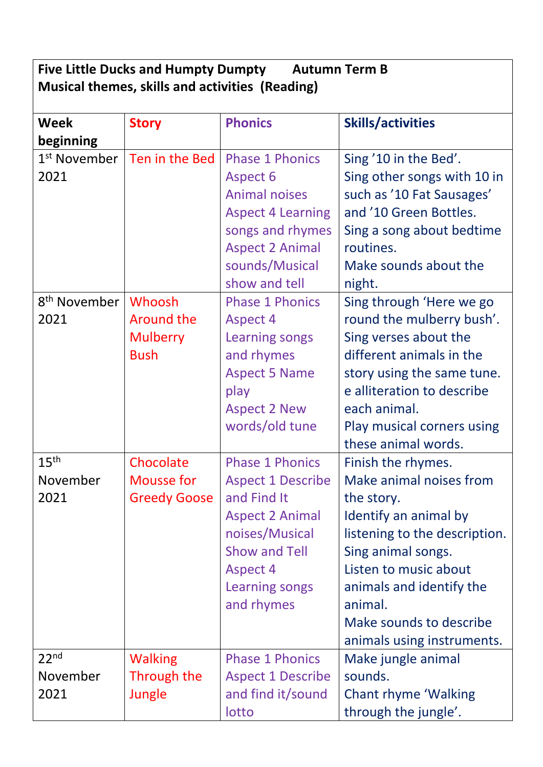**Five Little Ducks and Humpty Dumpty  Autumn Term B**
**Musical themes, skills and activities (Reading)**

| Week beginning | Story | Phonics | Skills/activities |
|---|---|---|---|
| 1st November 2021 | Ten in the Bed | Phase 1 Phonics<br>Aspect 6<br>Animal noises<br>Aspect 4 Learning songs and rhymes<br>Aspect 2 Animal sounds/Musical show and tell | Sing '10 in the Bed'.<br>Sing other songs with 10 in such as '10 Fat Sausages' and '10 Green Bottles.<br>Sing a song about bedtime routines.<br>Make sounds about the night. |
| 8th November 2021 | Whoosh Around the Mulberry Bush | Phase 1 Phonics<br>Aspect 4<br>Learning songs and rhymes<br>Aspect 5 Name play<br>Aspect 2 New words/old tune | Sing through 'Here we go round the mulberry bush'.<br>Sing verses about the different animals in the story using the same tune.<br>e alliteration to describe each animal.<br>Play musical corners using these animal words. |
| 15th November 2021 | Chocolate Mousse for Greedy Goose | Phase 1 Phonics<br>Aspect 1 Describe and Find It<br>Aspect 2 Animal noises/Musical Show and Tell<br>Aspect 4<br>Learning songs and rhymes | Finish the rhymes.<br>Make animal noises from the story.<br>Identify an animal by listening to the description.<br>Sing animal songs.<br>Listen to music about animals and identify the animal.<br>Make sounds to describe animals using instruments. |
| 22nd November 2021 | Walking Through the Jungle | Phase 1 Phonics<br>Aspect 1 Describe and find it/sound lotto | Make jungle animal sounds.<br>Chant rhyme 'Walking through the jungle'. |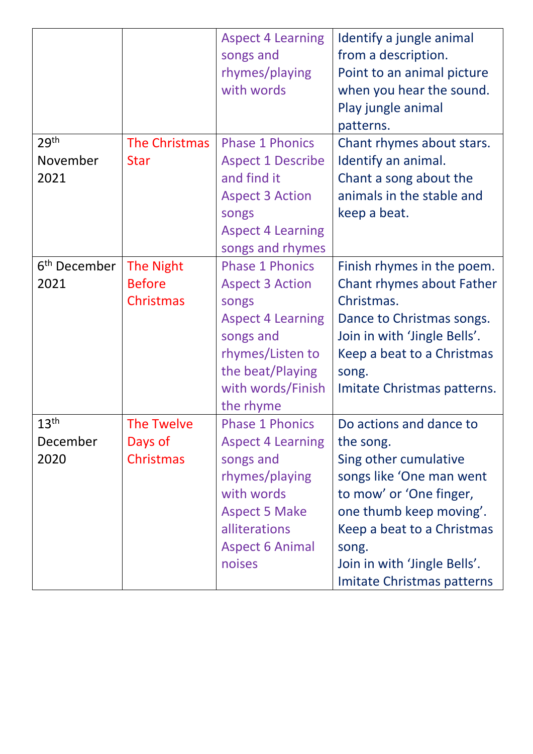| | | | |
|---|---|---|---|
| | | Aspect 4 Learning songs and rhymes/playing with words | Identify a jungle animal from a description.<br>Point to an animal picture when you hear the sound.<br>Play jungle animal patterns. |
| 29th November 2021 | The Christmas Star | Phase 1 Phonics<br>Aspect 1 Describe and find it<br>Aspect 3 Action songs<br>Aspect 4 Learning songs and rhymes | Chant rhymes about stars.<br>Identify an animal.<br>Chant a song about the animals in the stable and keep a beat. |
| 6th December 2021 | The Night Before Christmas | Phase 1 Phonics<br>Aspect 3 Action songs<br>Aspect 4 Learning songs and rhymes/Listen to the beat/Playing with words/Finish the rhyme | Finish rhymes in the poem.<br>Chant rhymes about Father Christmas.<br>Dance to Christmas songs.<br>Join in with 'Jingle Bells'.<br>Keep a beat to a Christmas song.<br>Imitate Christmas patterns. |
| 13th December 2020 | The Twelve Days of Christmas | Phase 1 Phonics<br>Aspect 4 Learning songs and rhymes/playing with words<br>Aspect 5 Make alliterations<br>Aspect 6 Animal noises | Do actions and dance to the song.<br>Sing other cumulative songs like 'One man went to mow' or 'One finger, one thumb keep moving'.<br>Keep a beat to a Christmas song.<br>Join in with 'Jingle Bells'.<br>Imitate Christmas patterns |